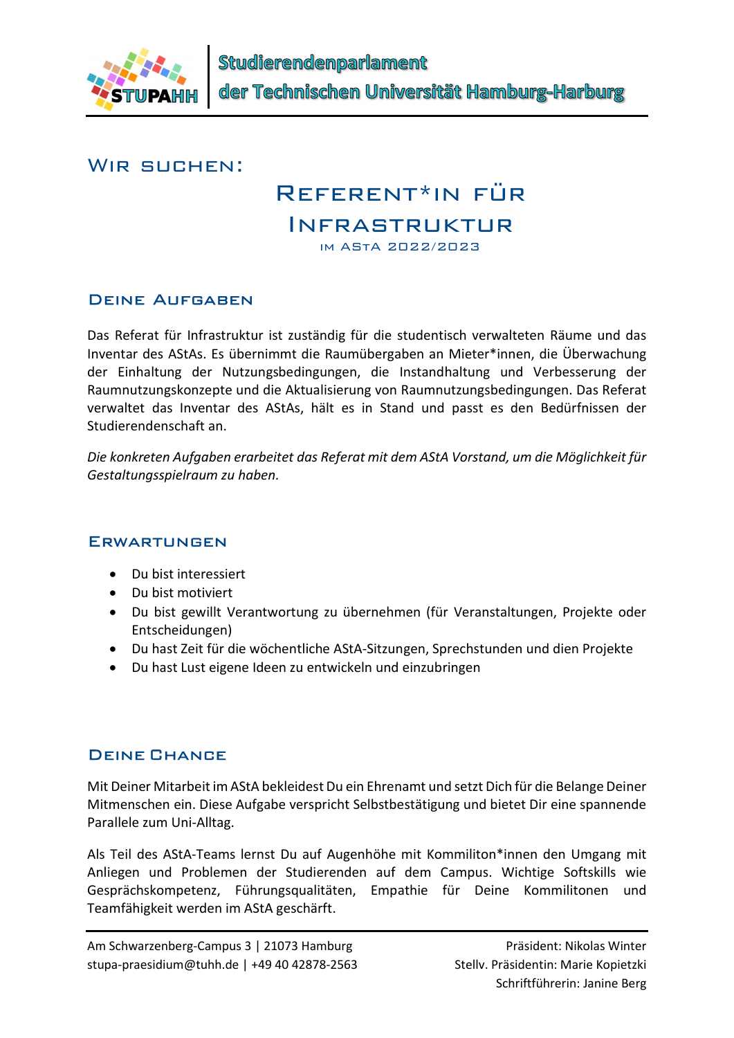Studierendenparlament
der Technischen Universität Hamburg-Harburg

## Wir suchen:

# Referent*in für Infrastruktur

im AStA 2022/2023

## Deine Aufgaben

Das Referat für Infrastruktur ist zuständig für die studentisch verwalteten Räume und das Inventar des AStAs. Es übernimmt die Raumübergaben an Mieter*innen, die Überwachung der Einhaltung der Nutzungsbedingungen, die Instandhaltung und Verbesserung der Raumnutzungskonzepte und die Aktualisierung von Raumnutzungsbedingungen. Das Referat verwaltet das Inventar des AStAs, hält es in Stand und passt es den Bedürfnissen der Studierendenschaft an.

*Die konkreten Aufgaben erarbeitet das Referat mit dem AStA Vorstand, um die Möglichkeit für Gestaltungsspielraum zu haben.*

## Erwartungen

- Du bist interessiert
- Du bist motiviert
- Du bist gewillt Verantwortung zu übernehmen (für Veranstaltungen, Projekte oder Entscheidungen)
- Du hast Zeit für die wöchentliche AStA-Sitzungen, Sprechstunden und dien Projekte
- Du hast Lust eigene Ideen zu entwickeln und einzubringen

## Deine Chance

Mit Deiner Mitarbeit im AStA bekleidest Du ein Ehrenamt und setzt Dich für die Belange Deiner Mitmenschen ein. Diese Aufgabe verspricht Selbstbestätigung und bietet Dir eine spannende Parallele zum Uni-Alltag.

Als Teil des AStA-Teams lernst Du auf Augenhöhe mit Kommiliton*innen den Umgang mit Anliegen und Problemen der Studierenden auf dem Campus. Wichtige Softskills wie Gesprächskompetenz, Führungsqualitäten, Empathie für Deine Kommilitonen und Teamfähigkeit werden im AStA geschärft.

Am Schwarzenberg-Campus 3 | 21073 Hamburg
stupa-praesidium@tuhh.de | +49 40 42878-2563

Präsident: Nikolas Winter
Stellv. Präsidentin: Marie Kopietzki
Schriftführerin: Janine Berg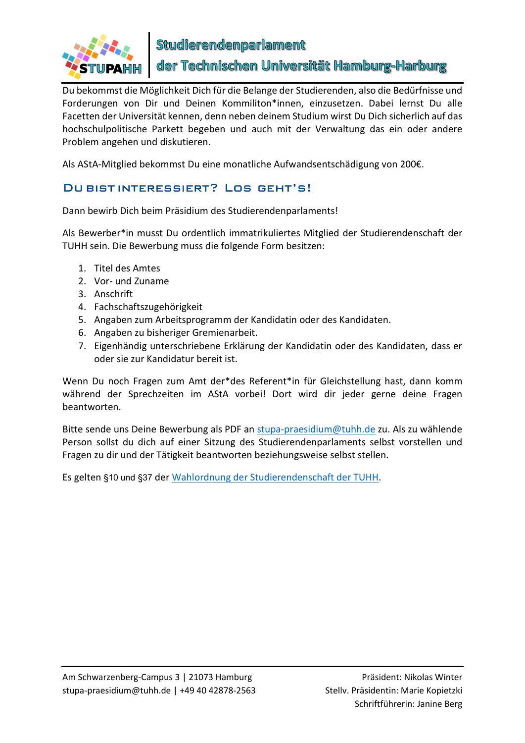Du bekommst die Möglichkeit Dich für die Belange der Studierenden, also die Bedürfnisse und Forderungen von Dir und Deinen Kommiliton*innen, einzusetzen. Dabei lernst Du alle Facetten der Universität kennen, denn neben deinem Studium wirst Du Dich sicherlich auf das hochschulpolitische Parkett begeben und auch mit der Verwaltung das ein oder andere Problem angehen und diskutieren.

Als AStA-Mitglied bekommst Du eine monatliche Aufwandsentschädigung von 200€.

## Du bist interessiert? Los geht's!

Dann bewirb Dich beim Präsidium des Studierendenparlaments!

Als Bewerber*in musst Du ordentlich immatrikuliertes Mitglied der Studierendenschaft der TUHH sein. Die Bewerbung muss die folgende Form besitzen:

1. Titel des Amtes
2. Vor- und Zuname
3. Anschrift
4. Fachschaftszugehörigkeit
5. Angaben zum Arbeitsprogramm der Kandidatin oder des Kandidaten.
6. Angaben zu bisheriger Gremienarbeit.
7. Eigenhändig unterschriebene Erklärung der Kandidatin oder des Kandidaten, dass er oder sie zur Kandidatur bereit ist.

Wenn Du noch Fragen zum Amt der*des Referent*in für Gleichstellung hast, dann komm während der Sprechzeiten im AStA vorbei! Dort wird dir jeder gerne deine Fragen beantworten.

Bitte sende uns Deine Bewerbung als PDF an stupa-praesidium@tuhh.de zu. Als zu wählende Person sollst du dich auf einer Sitzung des Studierendenparlaments selbst vorstellen und Fragen zu dir und der Tätigkeit beantworten beziehungsweise selbst stellen.

Es gelten §10 und §37 der Wahlordnung der Studierendenschaft der TUHH.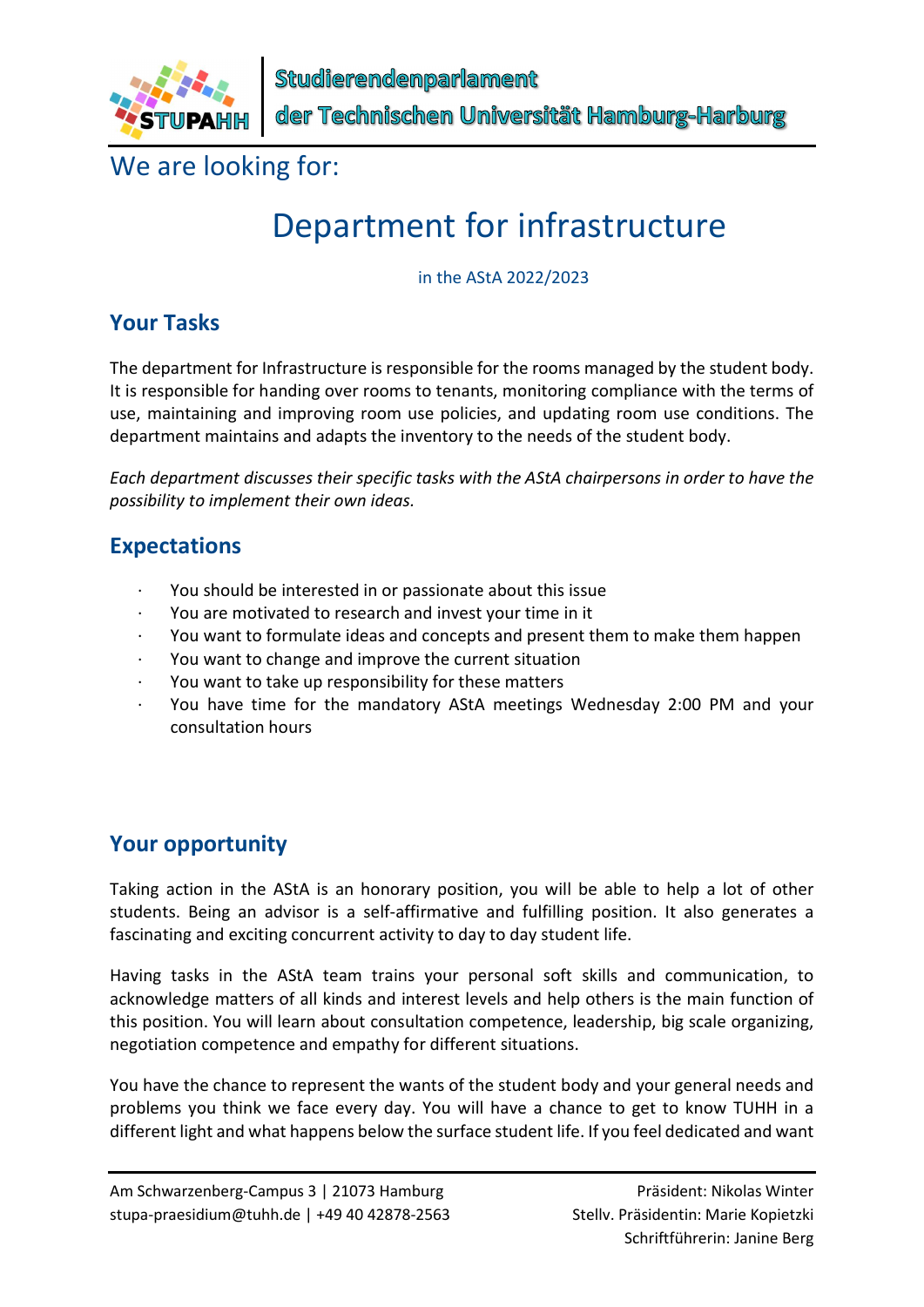We are looking for:

# Department for infrastructure

in the AStA 2022/2023

## Your Tasks

The department for Infrastructure is responsible for the rooms managed by the student body. It is responsible for handing over rooms to tenants, monitoring compliance with the terms of use, maintaining and improving room use policies, and updating room use conditions. The department maintains and adapts the inventory to the needs of the student body.

*Each department discusses their specific tasks with the AStA chairpersons in order to have the possibility to implement their own ideas.*

## Expectations

- You should be interested in or passionate about this issue
- You are motivated to research and invest your time in it
- You want to formulate ideas and concepts and present them to make them happen
- You want to change and improve the current situation
- You want to take up responsibility for these matters
- You have time for the mandatory AStA meetings Wednesday 2:00 PM and your consultation hours

## Your opportunity

Taking action in the AStA is an honorary position, you will be able to help a lot of other students. Being an advisor is a self-affirmative and fulfilling position. It also generates a fascinating and exciting concurrent activity to day to day student life.

Having tasks in the AStA team trains your personal soft skills and communication, to acknowledge matters of all kinds and interest levels and help others is the main function of this position. You will learn about consultation competence, leadership, big scale organizing, negotiation competence and empathy for different situations.

You have the chance to represent the wants of the student body and your general needs and problems you think we face every day. You will have a chance to get to know TUHH in a different light and what happens below the surface student life. If you feel dedicated and want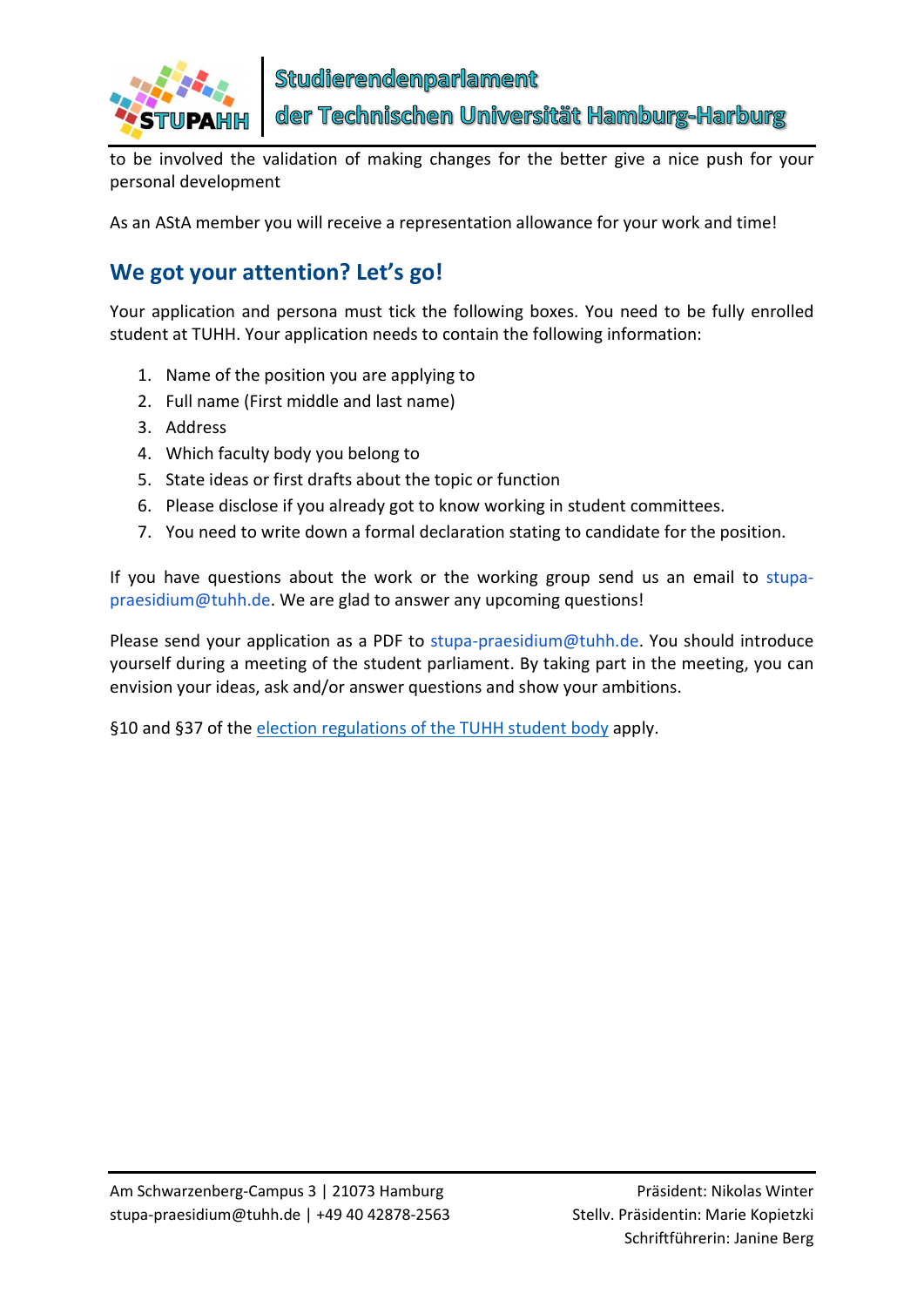to be involved the validation of making changes for the better give a nice push for your personal development

As an AStA member you will receive a representation allowance for your work and time!

## We got your attention? Let's go!

Your application and persona must tick the following boxes. You need to be fully enrolled student at TUHH. Your application needs to contain the following information:

1. Name of the position you are applying to
2. Full name (First middle and last name)
3. Address
4. Which faculty body you belong to
5. State ideas or first drafts about the topic or function
6. Please disclose if you already got to know working in student committees.
7. You need to write down a formal declaration stating to candidate for the position.

If you have questions about the work or the working group send us an email to stupa-praesidium@tuhh.de. We are glad to answer any upcoming questions!

Please send your application as a PDF to stupa-praesidium@tuhh.de. You should introduce yourself during a meeting of the student parliament. By taking part in the meeting, you can envision your ideas, ask and/or answer questions and show your ambitions.

§10 and §37 of the election regulations of the TUHH student body apply.